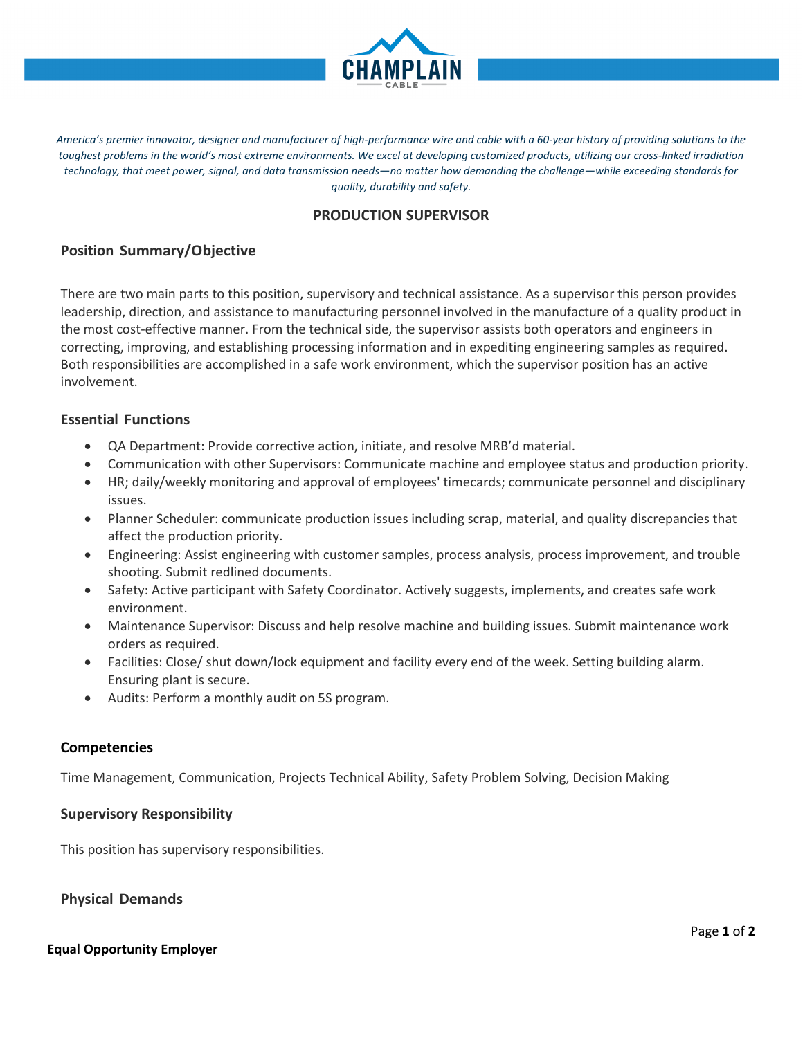*America's premier innovator, designer and manufacturer of high-performance wire and cable with a 60-year history of providing solutions to the toughest problems in the world's most extreme environments. We excel at developing customized products, utilizing our cross-linked irradiation technology, that meet power, signal, and data transmission needs—no matter how demanding the challenge—while exceeding standards for quality, durability and safety.*

# PRODUCTION SUPERVISOR

## Position Summary/Objective

There are two main parts to this position, supervisory and technical assistance. As a supervisor this person provides leadership, direction, and assistance to manufacturing personnel involved in the manufacture of a quality product in the most cost-effective manner. From the technical side, the supervisor assists both operators and engineers in correcting, improving, and establishing processing information and in expediting engineering samples as required. Both responsibilities are accomplished in a safe work environment, which the supervisor position has an active involvement.

## Essential Functions

- QA Department: Provide corrective action, initiate, and resolve MRB'd material.
- Communication with other Supervisors: Communicate machine and employee status and production priority.
- HR; daily/weekly monitoring and approval of employees' timecards; communicate personnel and disciplinary issues.
- Planner Scheduler: communicate production issues including scrap, material, and quality discrepancies that affect the production priority.
- Engineering: Assist engineering with customer samples, process analysis, process improvement, and trouble shooting. Submit redlined documents.
- Safety: Active participant with Safety Coordinator. Actively suggests, implements, and creates safe work environment.
- Maintenance Supervisor: Discuss and help resolve machine and building issues. Submit maintenance work orders as required.
- Facilities: Close/ shut down/lock equipment and facility every end of the week. Setting building alarm. Ensuring plant is secure.
- Audits: Perform a monthly audit on 5S program.

## Competencies

Time Management, Communication, Projects Technical Ability, Safety Problem Solving, Decision Making

## Supervisory Responsibility

This position has supervisory responsibilities.

## Physical Demands

**Equal Opportunity Employer**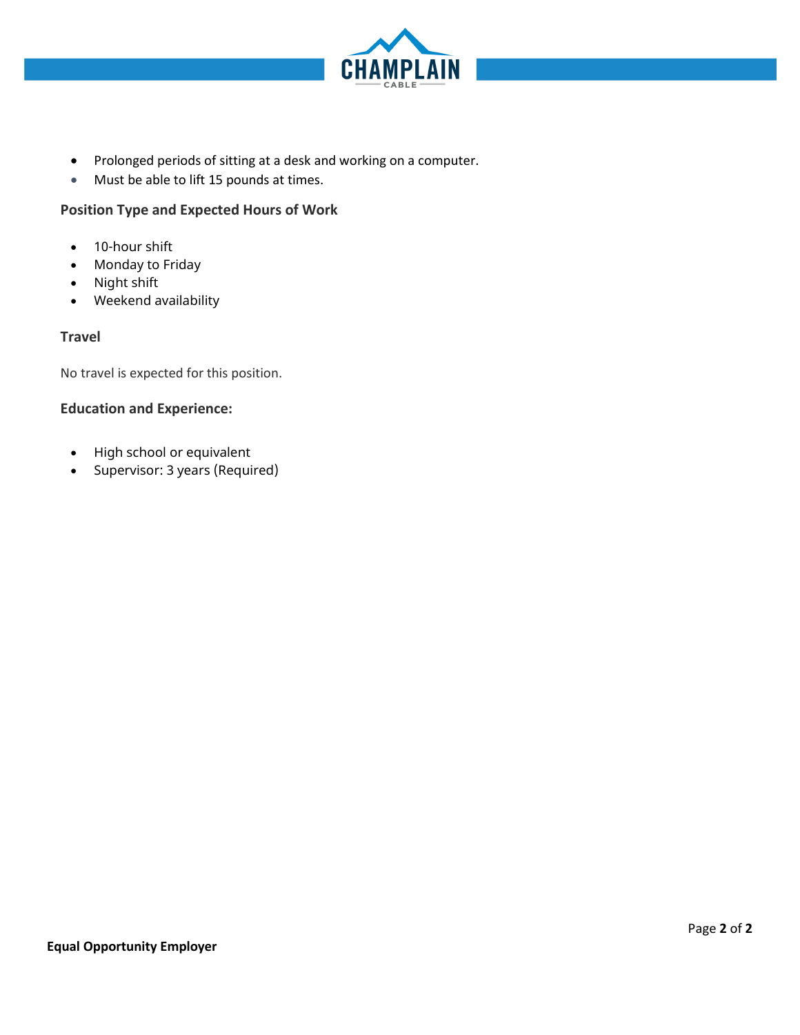- Prolonged periods of sitting at a desk and working on a computer.
- Must be able to lift 15 pounds at times.

### Position Type and Expected Hours of Work

- 10-hour shift
- Monday to Friday
- Night shift
- Weekend availability

### Travel

No travel is expected for this position.

### Education and Experience:

- High school or equivalent
- Supervisor: 3 years (Required)

**Equal Opportunity Employer**